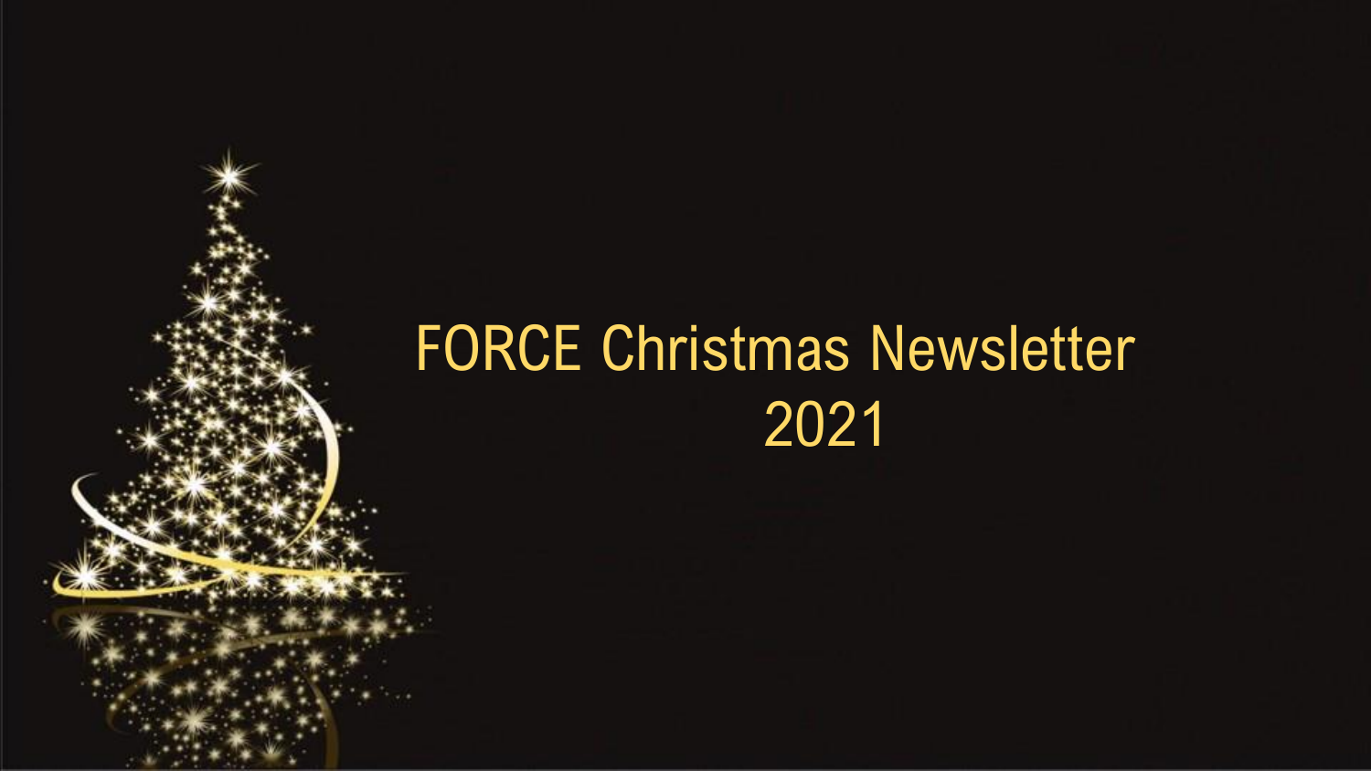# FORCE Christmas Newsletter 2021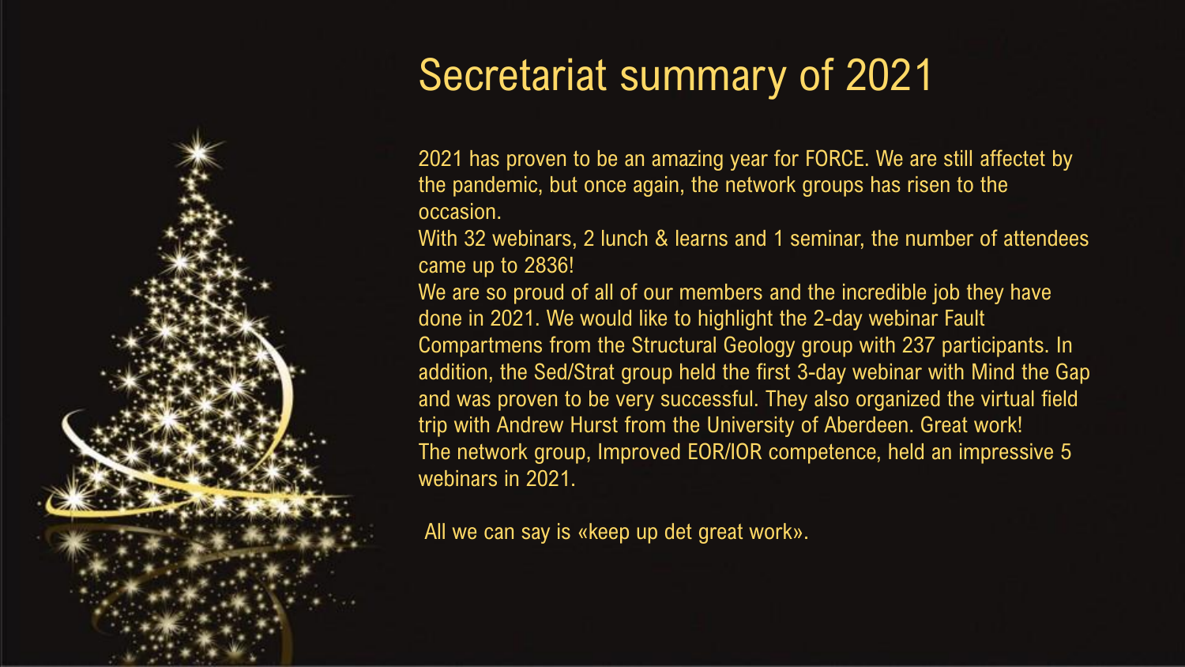# Secretariat summary of 2021

2021 has proven to be an amazing year for FORCE. We are still affectet by the pandemic, but once again, the network groups has risen to the occasion.
With 32 webinars, 2 lunch & learns and 1 seminar, the number of attendees came up to 2836!
We are so proud of all of our members and the incredible job they have done in 2021. We would like to highlight the 2-day webinar Fault Compartmens from the Structural Geology group with 237 participants. In addition, the Sed/Strat group held the first 3-day webinar with Mind the Gap and was proven to be very successful. They also organized the virtual field trip with Andrew Hurst from the University of Aberdeen. Great work!
The network group, Improved EOR/IOR competence, held an impressive 5 webinars in 2021.

All we can say is «keep up det great work».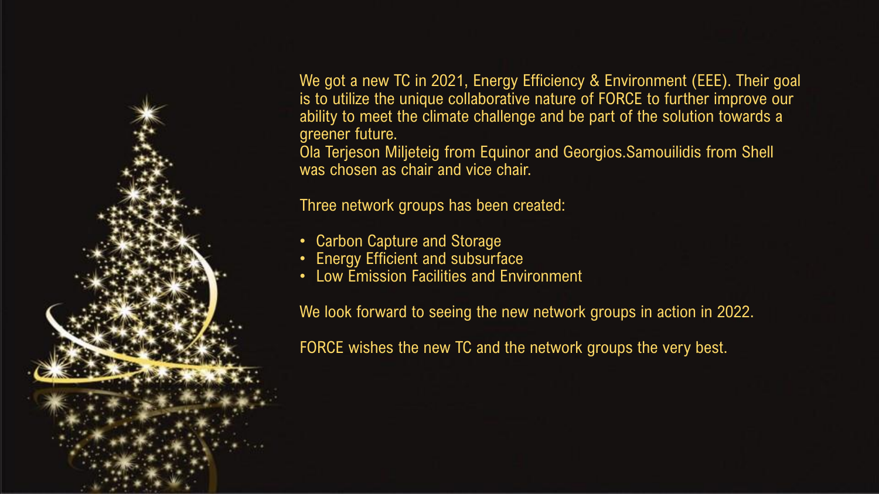We got a new TC in 2021, Energy Efficiency & Environment (EEE). Their goal is to utilize the unique collaborative nature of FORCE to further improve our ability to meet the climate challenge and be part of the solution towards a greener future.
Ola Terjeson Miljeteig from Equinor and Georgios.Samouilidis from Shell was chosen as chair and vice chair.

Three network groups has been created:

- Carbon Capture and Storage
- Energy Efficient and subsurface
- Low Emission Facilities and Environment

We look forward to seeing the new network groups in action in 2022.

FORCE wishes the new TC and the network groups the very best.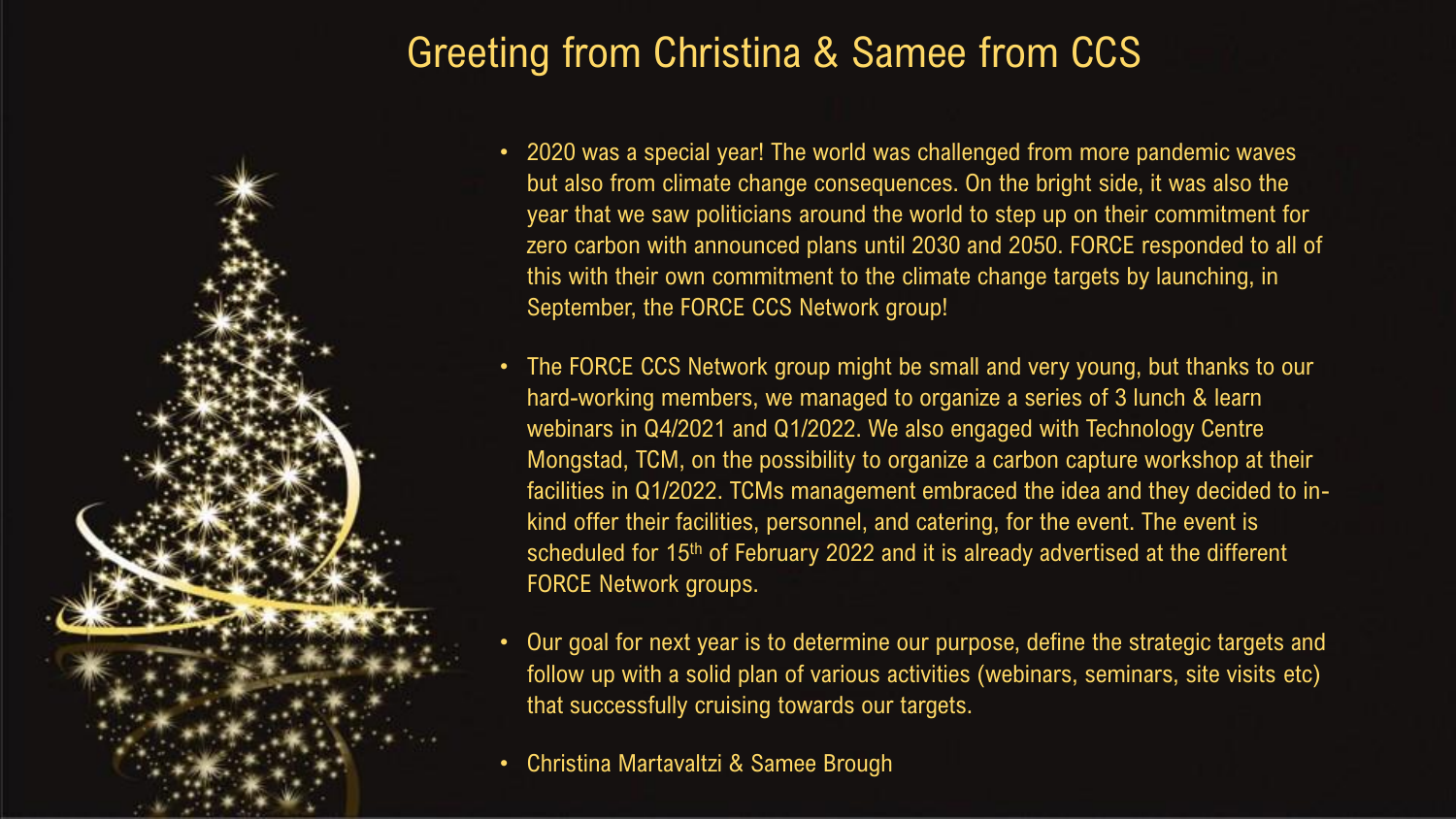# Greeting from Christina & Samee from CCS

- 2020 was a special year! The world was challenged from more pandemic waves but also from climate change consequences. On the bright side, it was also the year that we saw politicians around the world to step up on their commitment for zero carbon with announced plans until 2030 and 2050. FORCE responded to all of this with their own commitment to the climate change targets by launching, in September, the FORCE CCS Network group!
- The FORCE CCS Network group might be small and very young, but thanks to our hard-working members, we managed to organize a series of 3 lunch & learn webinars in Q4/2021 and Q1/2022. We also engaged with Technology Centre Mongstad, TCM, on the possibility to organize a carbon capture workshop at their facilities in Q1/2022. TCMs management embraced the idea and they decided to in-kind offer their facilities, personnel, and catering, for the event. The event is scheduled for 15th of February 2022 and it is already advertised at the different FORCE Network groups.
- Our goal for next year is to determine our purpose, define the strategic targets and follow up with a solid plan of various activities (webinars, seminars, site visits etc) that successfully cruising towards our targets.
- Christina Martavaltzi & Samee Brough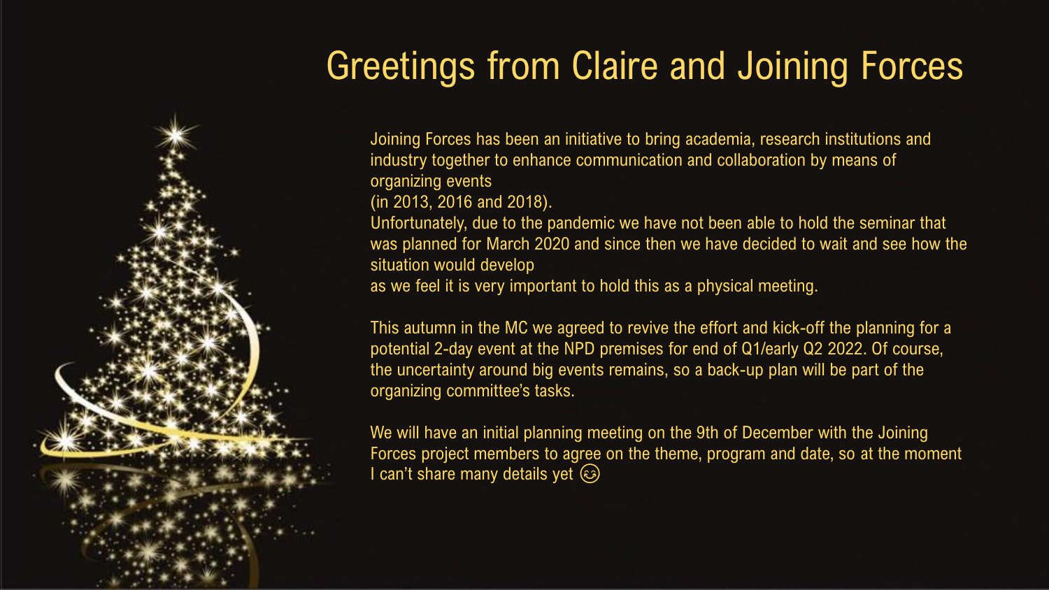# Greetings from Claire and Joining Forces

Joining Forces has been an initiative to bring academia, research institutions and industry together to enhance communication and collaboration by means of organizing events
(in 2013, 2016 and 2018).
Unfortunately, due to the pandemic we have not been able to hold the seminar that was planned for March 2020 and since then we have decided to wait and see how the situation would develop
as we feel it is very important to hold this as a physical meeting.

This autumn in the MC we agreed to revive the effort and kick-off the planning for a potential 2-day event at the NPD premises for end of Q1/early Q2 2022. Of course, the uncertainty around big events remains, so a back-up plan will be part of the organizing committee's tasks.

We will have an initial planning meeting on the 9th of December with the Joining Forces project members to agree on the theme, program and date, so at the moment I can't share many details yet 😊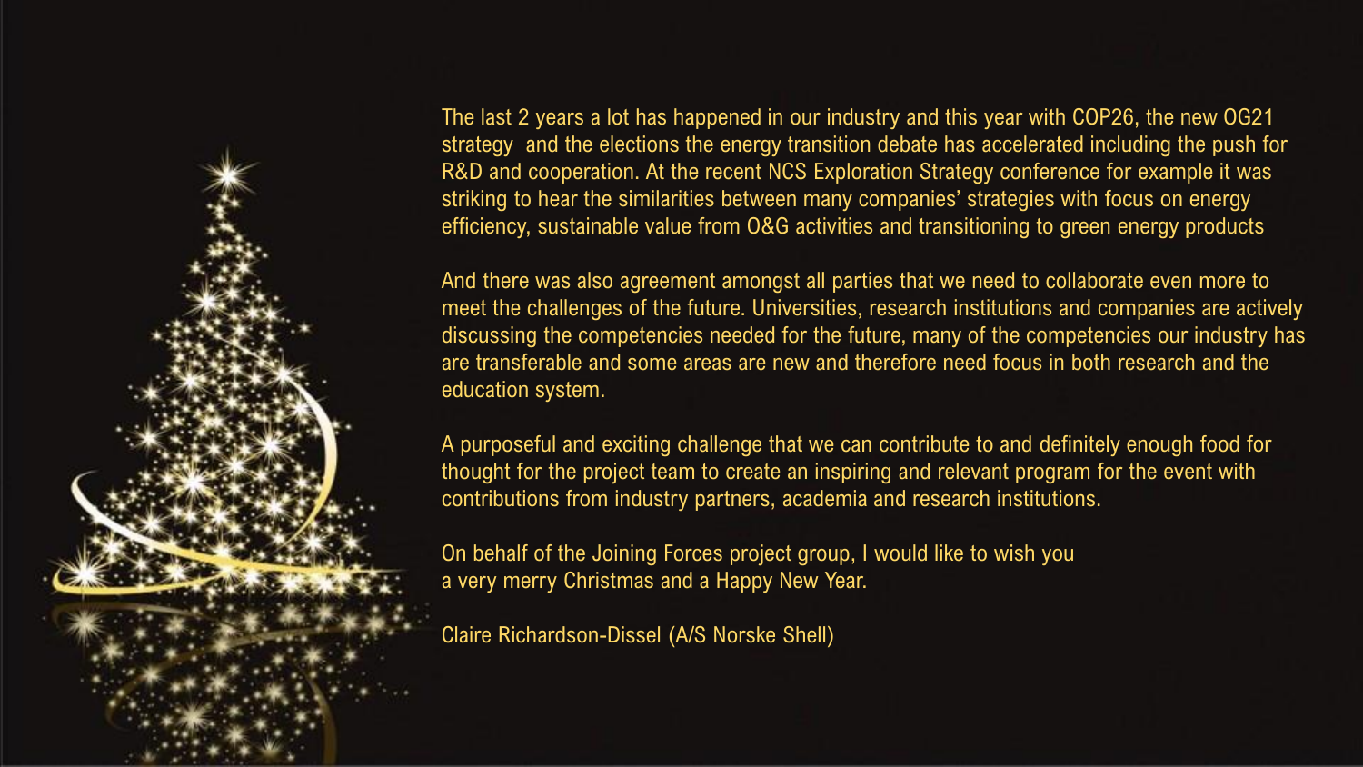The last 2 years a lot has happened in our industry and this year with COP26, the new OG21 strategy and the elections the energy transition debate has accelerated including the push for R&D and cooperation. At the recent NCS Exploration Strategy conference for example it was striking to hear the similarities between many companies' strategies with focus on energy efficiency, sustainable value from O&G activities and transitioning to green energy products

And there was also agreement amongst all parties that we need to collaborate even more to meet the challenges of the future. Universities, research institutions and companies are actively discussing the competencies needed for the future, many of the competencies our industry has are transferable and some areas are new and therefore need focus in both research and the education system.

A purposeful and exciting challenge that we can contribute to and definitely enough food for thought for the project team to create an inspiring and relevant program for the event with contributions from industry partners, academia and research institutions.

On behalf of the Joining Forces project group, I would like to wish you a very merry Christmas and a Happy New Year.

Claire Richardson-Dissel (A/S Norske Shell)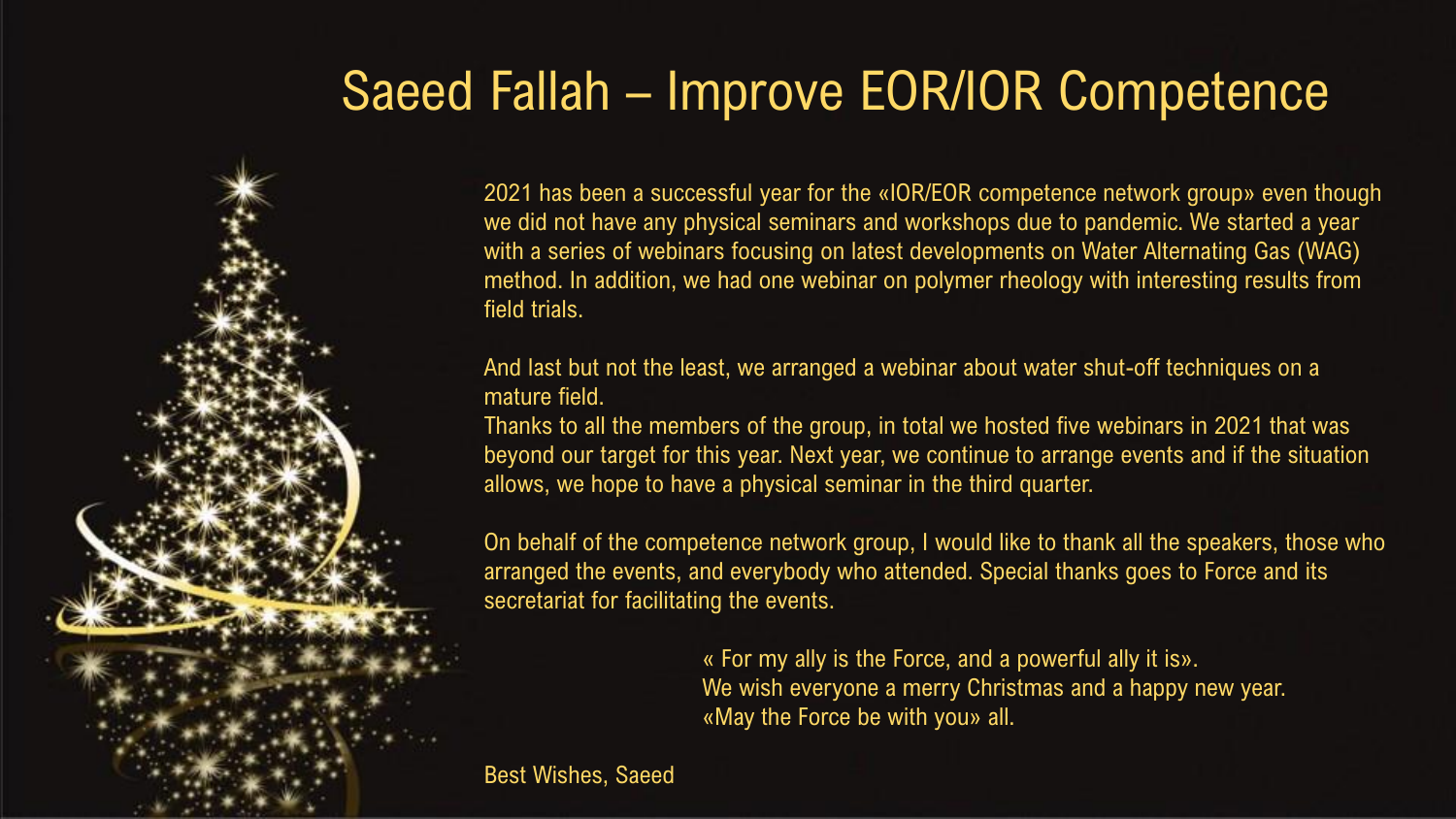# Saeed Fallah – Improve EOR/IOR Competence

2021 has been a successful year for the «IOR/EOR competence network group» even though we did not have any physical seminars and workshops due to pandemic. We started a year with a series of webinars focusing on latest developments on Water Alternating Gas (WAG) method. In addition, we had one webinar on polymer rheology with interesting results from field trials.

And last but not the least, we arranged a webinar about water shut-off techniques on a mature field.
Thanks to all the members of the group, in total we hosted five webinars in 2021 that was beyond our target for this year. Next year, we continue to arrange events and if the situation allows, we hope to have a physical seminar in the third quarter.

On behalf of the competence network group, I would like to thank all the speakers, those who arranged the events, and everybody who attended. Special thanks goes to Force and its secretariat for facilitating the events.

« For my ally is the Force, and a powerful ally it is».
We wish everyone a merry Christmas and a happy new year.
«May the Force be with you» all.

Best Wishes, Saeed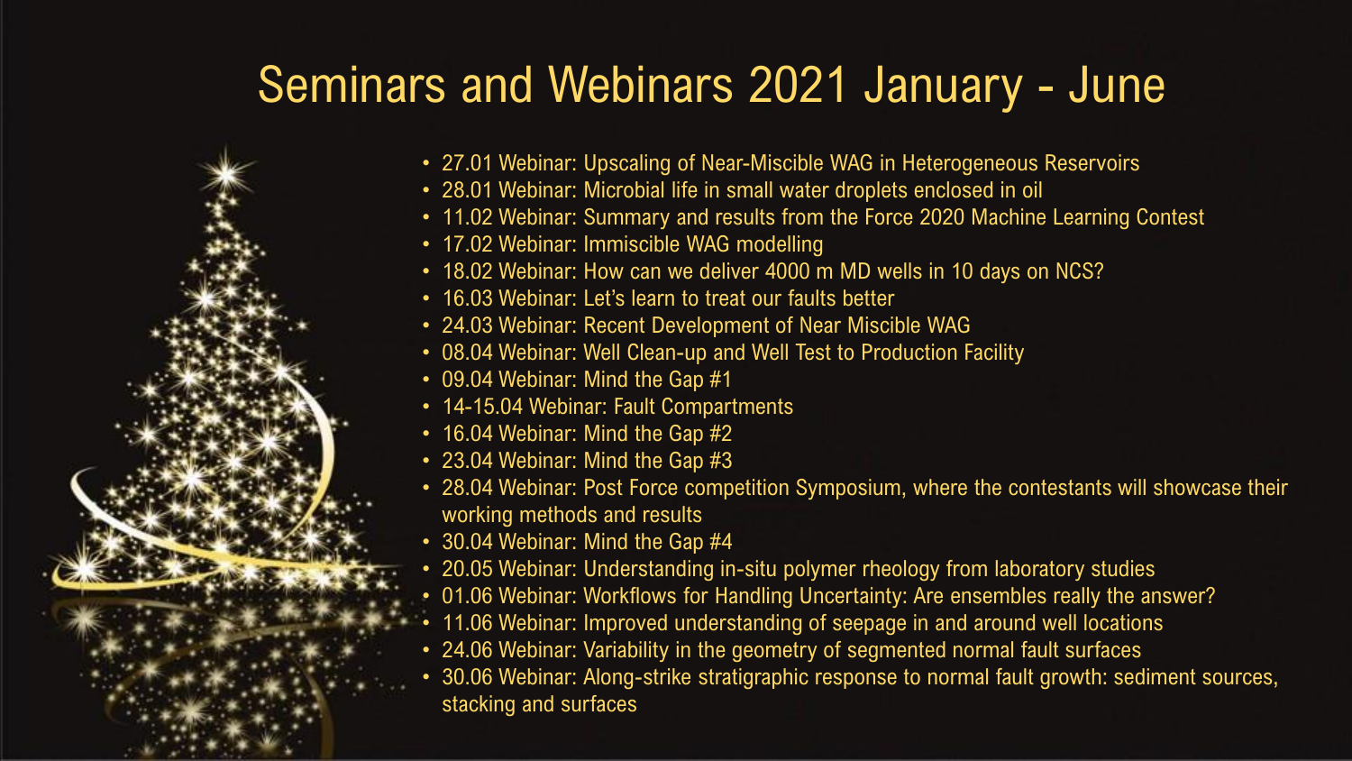# Seminars and Webinars 2021 January - June

- 27.01 Webinar: Upscaling of Near-Miscible WAG in Heterogeneous Reservoirs
- 28.01 Webinar: Microbial life in small water droplets enclosed in oil
- 11.02 Webinar: Summary and results from the Force 2020 Machine Learning Contest
- 17.02 Webinar: Immiscible WAG modelling
- 18.02 Webinar: How can we deliver 4000 m MD wells in 10 days on NCS?
- 16.03 Webinar: Let's learn to treat our faults better
- 24.03 Webinar: Recent Development of Near Miscible WAG
- 08.04 Webinar: Well Clean-up and Well Test to Production Facility
- 09.04 Webinar: Mind the Gap #1
- 14-15.04 Webinar: Fault Compartments
- 16.04 Webinar: Mind the Gap #2
- 23.04 Webinar: Mind the Gap #3
- 28.04 Webinar: Post Force competition Symposium, where the contestants will showcase their working methods and results
- 30.04 Webinar: Mind the Gap #4
- 20.05 Webinar: Understanding in-situ polymer rheology from laboratory studies
- 01.06 Webinar: Workflows for Handling Uncertainty: Are ensembles really the answer?
- 11.06 Webinar: Improved understanding of seepage in and around well locations
- 24.06 Webinar: Variability in the geometry of segmented normal fault surfaces
- 30.06 Webinar: Along-strike stratigraphic response to normal fault growth: sediment sources, stacking and surfaces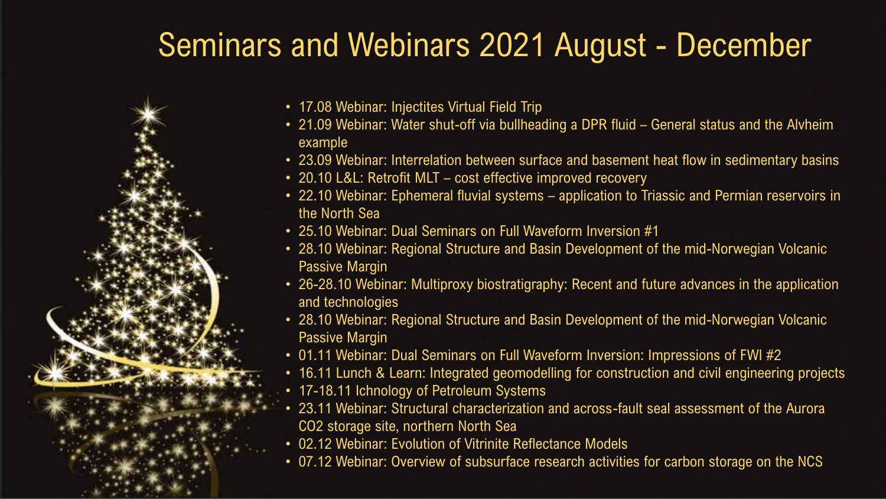# Seminars and Webinars 2021 August - December

- 17.08 Webinar: Injectites Virtual Field Trip
- 21.09 Webinar: Water shut-off via bullheading a DPR fluid – General status and the Alvheim example
- 23.09 Webinar: Interrelation between surface and basement heat flow in sedimentary basins
- 20.10 L&L: Retrofit MLT – cost effective improved recovery
- 22.10 Webinar: Ephemeral fluvial systems – application to Triassic and Permian reservoirs in the North Sea
- 25.10 Webinar: Dual Seminars on Full Waveform Inversion #1
- 28.10 Webinar: Regional Structure and Basin Development of the mid-Norwegian Volcanic Passive Margin
- 26-28.10 Webinar: Multiproxy biostratigraphy: Recent and future advances in the application and technologies
- 28.10 Webinar: Regional Structure and Basin Development of the mid-Norwegian Volcanic Passive Margin
- 01.11 Webinar: Dual Seminars on Full Waveform Inversion: Impressions of FWI #2
- 16.11 Lunch & Learn: Integrated geomodelling for construction and civil engineering projects
- 17-18.11 Ichnology of Petroleum Systems
- 23.11 Webinar: Structural characterization and across-fault seal assessment of the Aurora $CO_2$ storage site, northern North Sea
- 02.12 Webinar: Evolution of Vitrinite Reflectance Models
- 07.12 Webinar: Overview of subsurface research activities for carbon storage on the NCS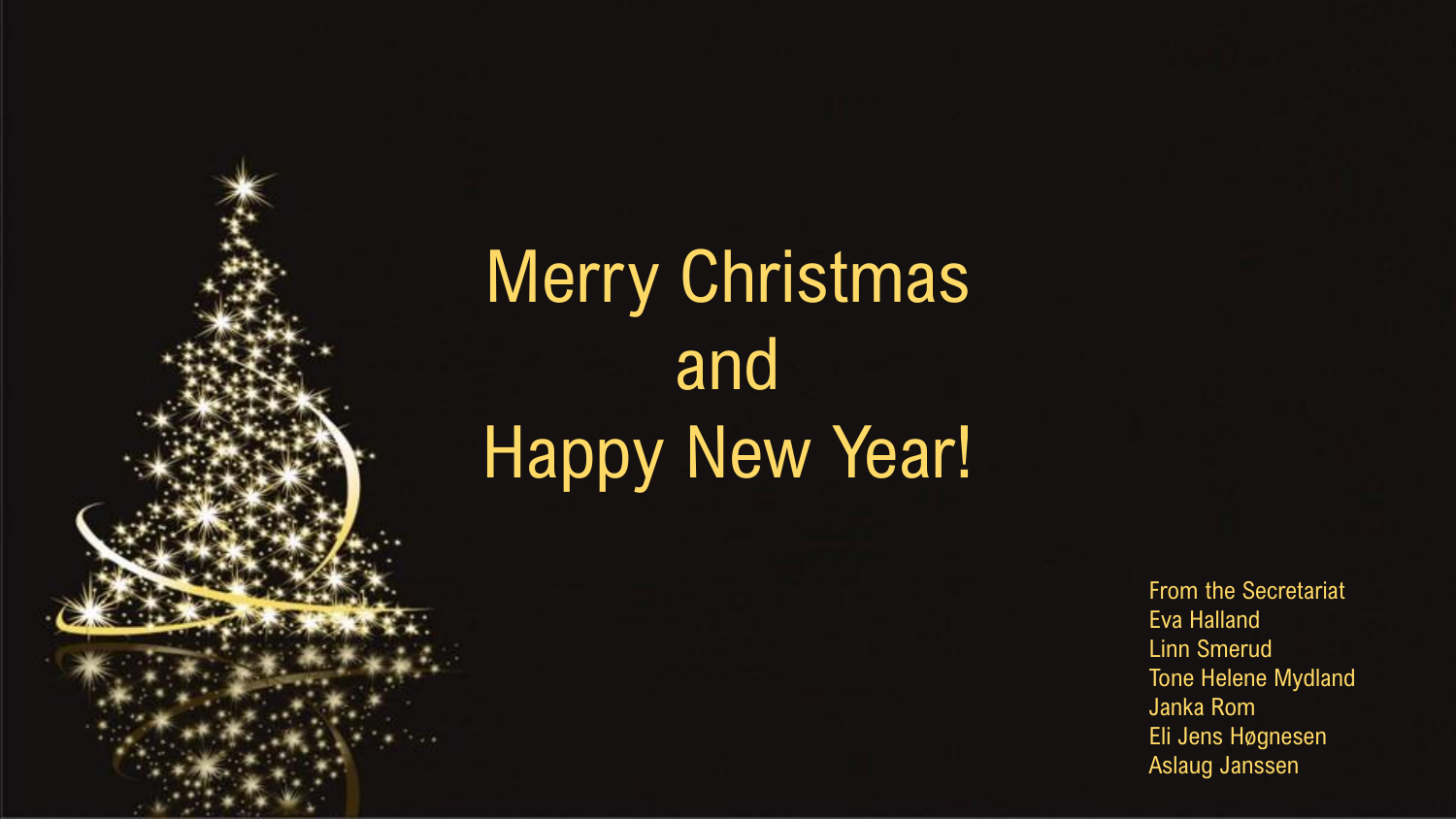# Merry Christmas and Happy New Year!

From the Secretariat
Eva Halland
Linn Smerud
Tone Helene Mydland
Janka Rom
Eli Jens Høgnesen
Aslaug Janssen